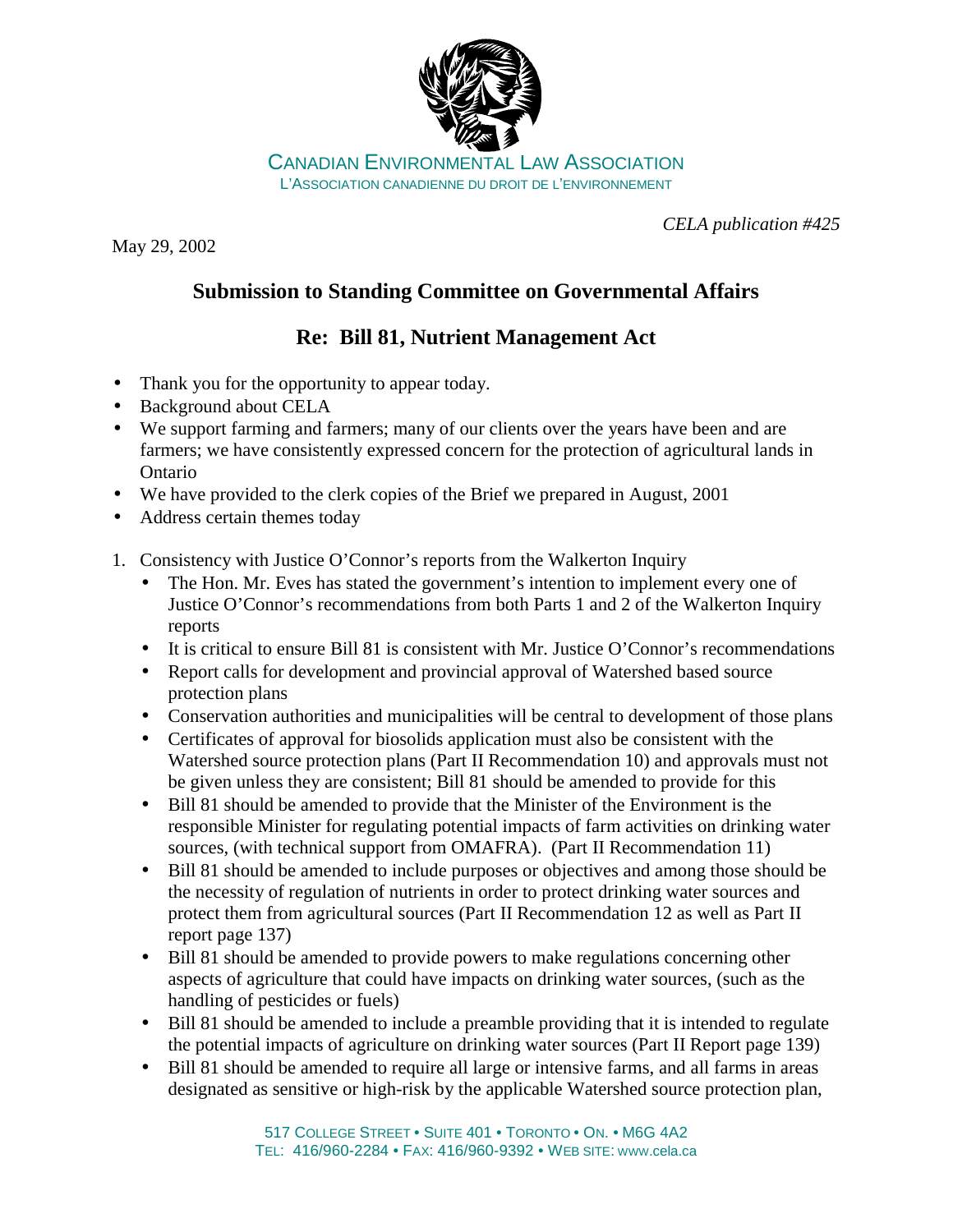CANADIAN ENVIRONMENTAL LAW ASSOCIATION
L'ASSOCIATION CANADIENNE DU DROIT DE L'ENVIRONNEMENT

*CELA publication #425*

May 29, 2002

## Submission to Standing Committee on Governmental Affairs

## Re: Bill 81, Nutrient Management Act

- Thank you for the opportunity to appear today.
- Background about CELA
- We support farming and farmers; many of our clients over the years have been and are farmers; we have consistently expressed concern for the protection of agricultural lands in Ontario
- We have provided to the clerk copies of the Brief we prepared in August, 2001
- Address certain themes today

1. Consistency with Justice O'Connor's reports from the Walkerton Inquiry
   - The Hon. Mr. Eves has stated the government's intention to implement every one of Justice O'Connor's recommendations from both Parts 1 and 2 of the Walkerton Inquiry reports
   - It is critical to ensure Bill 81 is consistent with Mr. Justice O'Connor's recommendations
   - Report calls for development and provincial approval of Watershed based source protection plans
   - Conservation authorities and municipalities will be central to development of those plans
   - Certificates of approval for biosolids application must also be consistent with the Watershed source protection plans (Part II Recommendation 10) and approvals must not be given unless they are consistent; Bill 81 should be amended to provide for this
   - Bill 81 should be amended to provide that the Minister of the Environment is the responsible Minister for regulating potential impacts of farm activities on drinking water sources, (with technical support from OMAFRA). (Part II Recommendation 11)
   - Bill 81 should be amended to include purposes or objectives and among those should be the necessity of regulation of nutrients in order to protect drinking water sources and protect them from agricultural sources (Part II Recommendation 12 as well as Part II report page 137)
   - Bill 81 should be amended to provide powers to make regulations concerning other aspects of agriculture that could have impacts on drinking water sources, (such as the handling of pesticides or fuels)
   - Bill 81 should be amended to include a preamble providing that it is intended to regulate the potential impacts of agriculture on drinking water sources (Part II Report page 139)
   - Bill 81 should be amended to require all large or intensive farms, and all farms in areas designated as sensitive or high-risk by the applicable Watershed source protection plan,

517 COLLEGE STREET • SUITE 401 • TORONTO • ON. • M6G 4A2
TEL: 416/960-2284 • FAX: 416/960-9392 • WEB SITE: www.cela.ca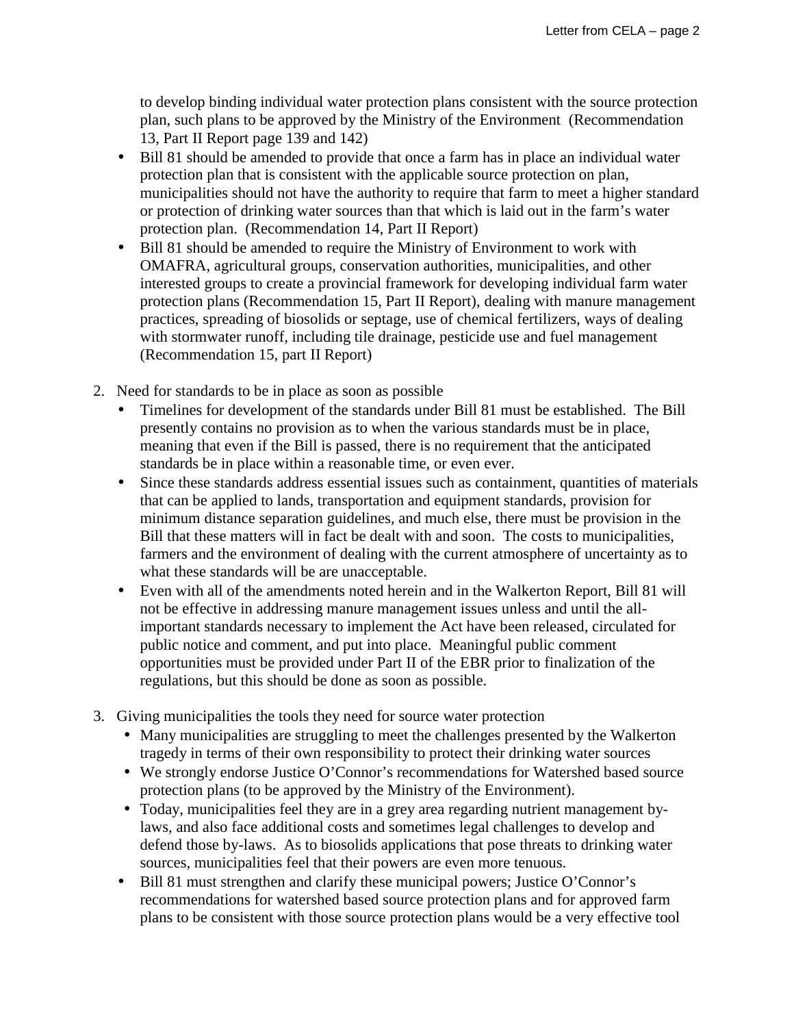to develop binding individual water protection plans consistent with the source protection plan, such plans to be approved by the Ministry of the Environment (Recommendation 13, Part II Report page 139 and 142)

- Bill 81 should be amended to provide that once a farm has in place an individual water protection plan that is consistent with the applicable source protection on plan, municipalities should not have the authority to require that farm to meet a higher standard or protection of drinking water sources than that which is laid out in the farm's water protection plan. (Recommendation 14, Part II Report)
- Bill 81 should be amended to require the Ministry of Environment to work with OMAFRA, agricultural groups, conservation authorities, municipalities, and other interested groups to create a provincial framework for developing individual farm water protection plans (Recommendation 15, Part II Report), dealing with manure management practices, spreading of biosolids or septage, use of chemical fertilizers, ways of dealing with stormwater runoff, including tile drainage, pesticide use and fuel management (Recommendation 15, part II Report)

2. Need for standards to be in place as soon as possible
   - Timelines for development of the standards under Bill 81 must be established. The Bill presently contains no provision as to when the various standards must be in place, meaning that even if the Bill is passed, there is no requirement that the anticipated standards be in place within a reasonable time, or even ever.
   - Since these standards address essential issues such as containment, quantities of materials that can be applied to lands, transportation and equipment standards, provision for minimum distance separation guidelines, and much else, there must be provision in the Bill that these matters will in fact be dealt with and soon. The costs to municipalities, farmers and the environment of dealing with the current atmosphere of uncertainty as to what these standards will be are unacceptable.
   - Even with all of the amendments noted herein and in the Walkerton Report, Bill 81 will not be effective in addressing manure management issues unless and until the all-important standards necessary to implement the Act have been released, circulated for public notice and comment, and put into place. Meaningful public comment opportunities must be provided under Part II of the EBR prior to finalization of the regulations, but this should be done as soon as possible.

3. Giving municipalities the tools they need for source water protection
   - Many municipalities are struggling to meet the challenges presented by the Walkerton tragedy in terms of their own responsibility to protect their drinking water sources
   - We strongly endorse Justice O'Connor's recommendations for Watershed based source protection plans (to be approved by the Ministry of the Environment).
   - Today, municipalities feel they are in a grey area regarding nutrient management by-laws, and also face additional costs and sometimes legal challenges to develop and defend those by-laws. As to biosolids applications that pose threats to drinking water sources, municipalities feel that their powers are even more tenuous.
   - Bill 81 must strengthen and clarify these municipal powers; Justice O'Connor's recommendations for watershed based source protection plans and for approved farm plans to be consistent with those source protection plans would be a very effective tool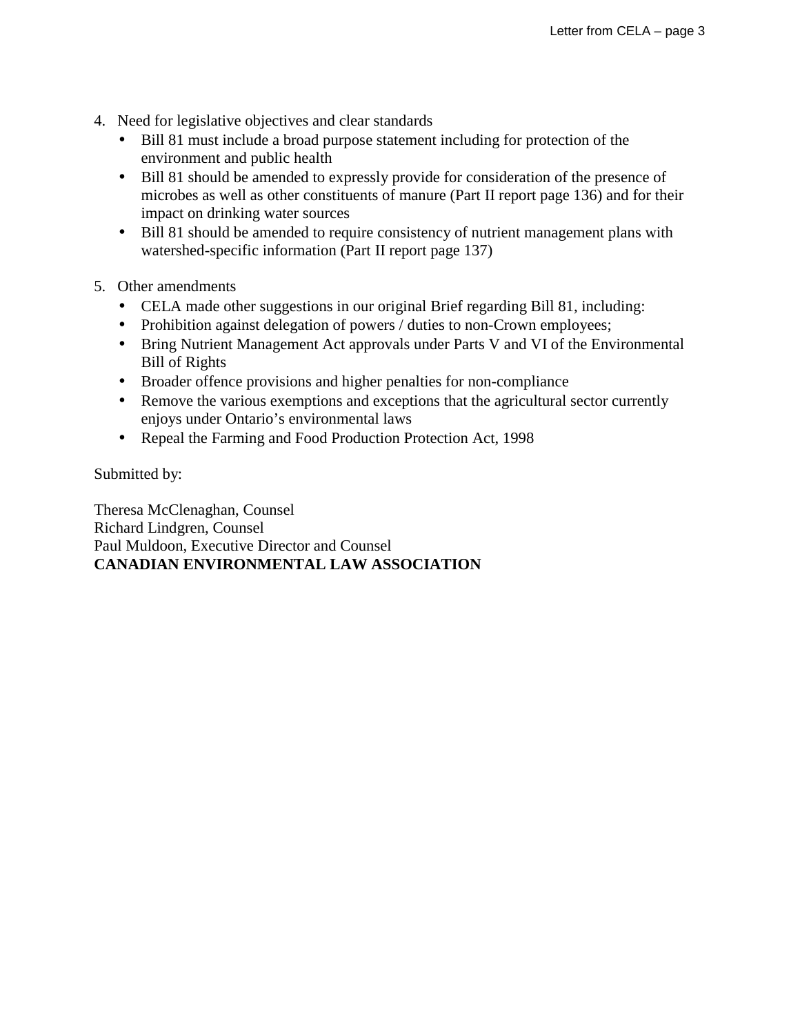4. Need for legislative objectives and clear standards
   - Bill 81 must include a broad purpose statement including for protection of the environment and public health
   - Bill 81 should be amended to expressly provide for consideration of the presence of microbes as well as other constituents of manure (Part II report page 136) and for their impact on drinking water sources
   - Bill 81 should be amended to require consistency of nutrient management plans with watershed-specific information (Part II report page 137)

5. Other amendments
   - CELA made other suggestions in our original Brief regarding Bill 81, including:
   - Prohibition against delegation of powers / duties to non-Crown employees;
   - Bring Nutrient Management Act approvals under Parts V and VI of the Environmental Bill of Rights
   - Broader offence provisions and higher penalties for non-compliance
   - Remove the various exemptions and exceptions that the agricultural sector currently enjoys under Ontario's environmental laws
   - Repeal the Farming and Food Production Protection Act, 1998

Submitted by:

Theresa McClenaghan, Counsel
Richard Lindgren, Counsel
Paul Muldoon, Executive Director and Counsel
**CANADIAN ENVIRONMENTAL LAW ASSOCIATION**